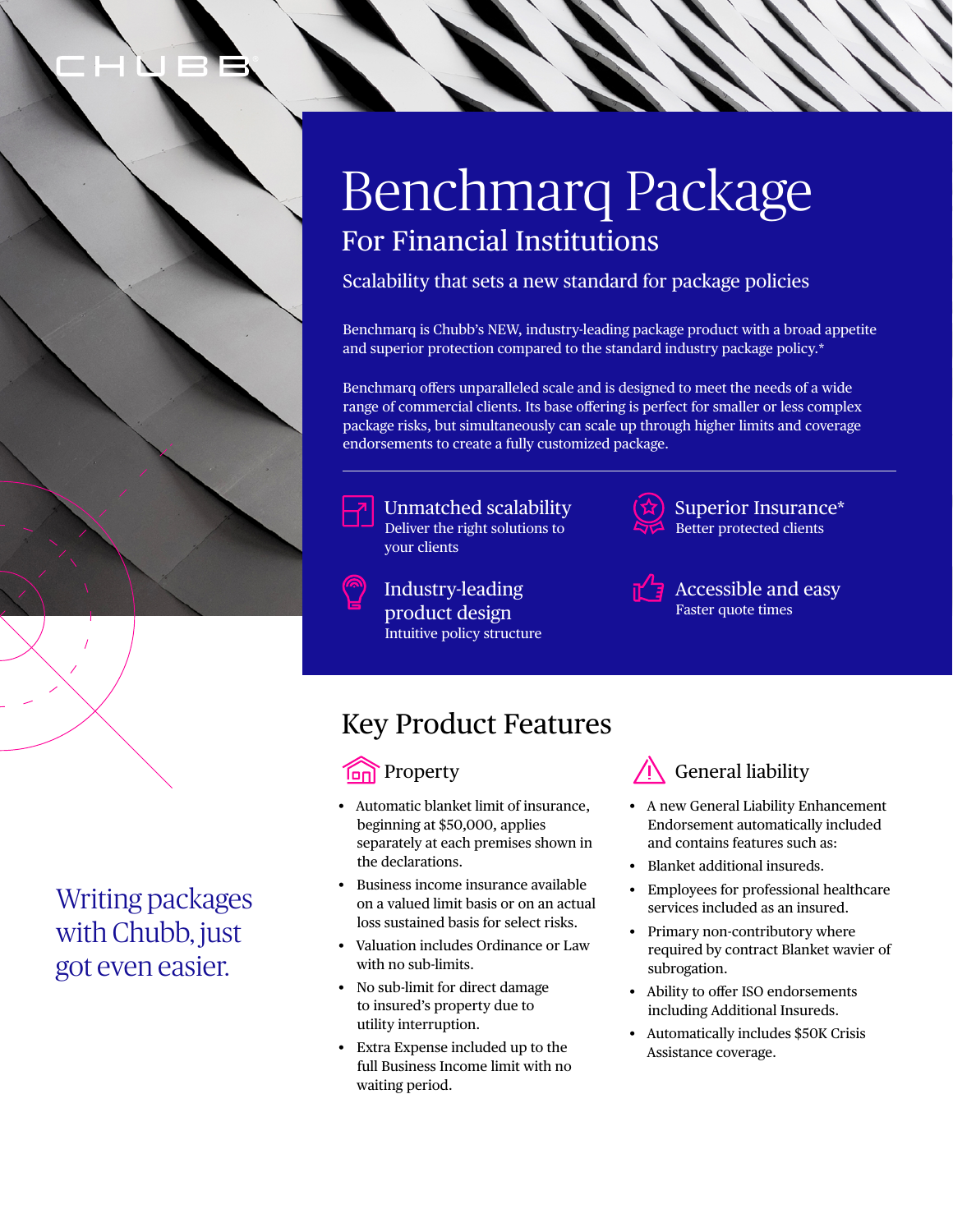CHUBB

# Benchmarq Package

## For Financial Institutions

### Scalability that sets a new standard for package policies

Benchmarq is Chubb's NEW, industry-leading package product with a broad appetite and superior protection compared to the standard industry package policy.*

Benchmarq offers unparalleled scale and is designed to meet the needs of a wide range of commercial clients. Its base offering is perfect for smaller or less complex package risks, but simultaneously can scale up through higher limits and coverage endorsements to create a fully customized package.

**Unmatched scalability**
Deliver the right solutions to your clients

**Superior Insurance***
Better protected clients

**Industry-leading product design**
Intuitive policy structure

**Accessible and easy**
Faster quote times

Writing packages with Chubb, just got even easier.

## Key Product Features

### Property

- Automatic blanket limit of insurance, beginning at $50,000, applies separately at each premises shown in the declarations.
- Business income insurance available on a valued limit basis or on an actual loss sustained basis for select risks.
- Valuation includes Ordinance or Law with no sub-limits.
- No sub-limit for direct damage to insured's property due to utility interruption.
- Extra Expense included up to the full Business Income limit with no waiting period.

### General liability

- A new General Liability Enhancement Endorsement automatically included and contains features such as:
- Blanket additional insureds.
- Employees for professional healthcare services included as an insured.
- Primary non-contributory where required by contract Blanket wavier of subrogation.
- Ability to offer ISO endorsements including Additional Insureds.
- Automatically includes $50K Crisis Assistance coverage.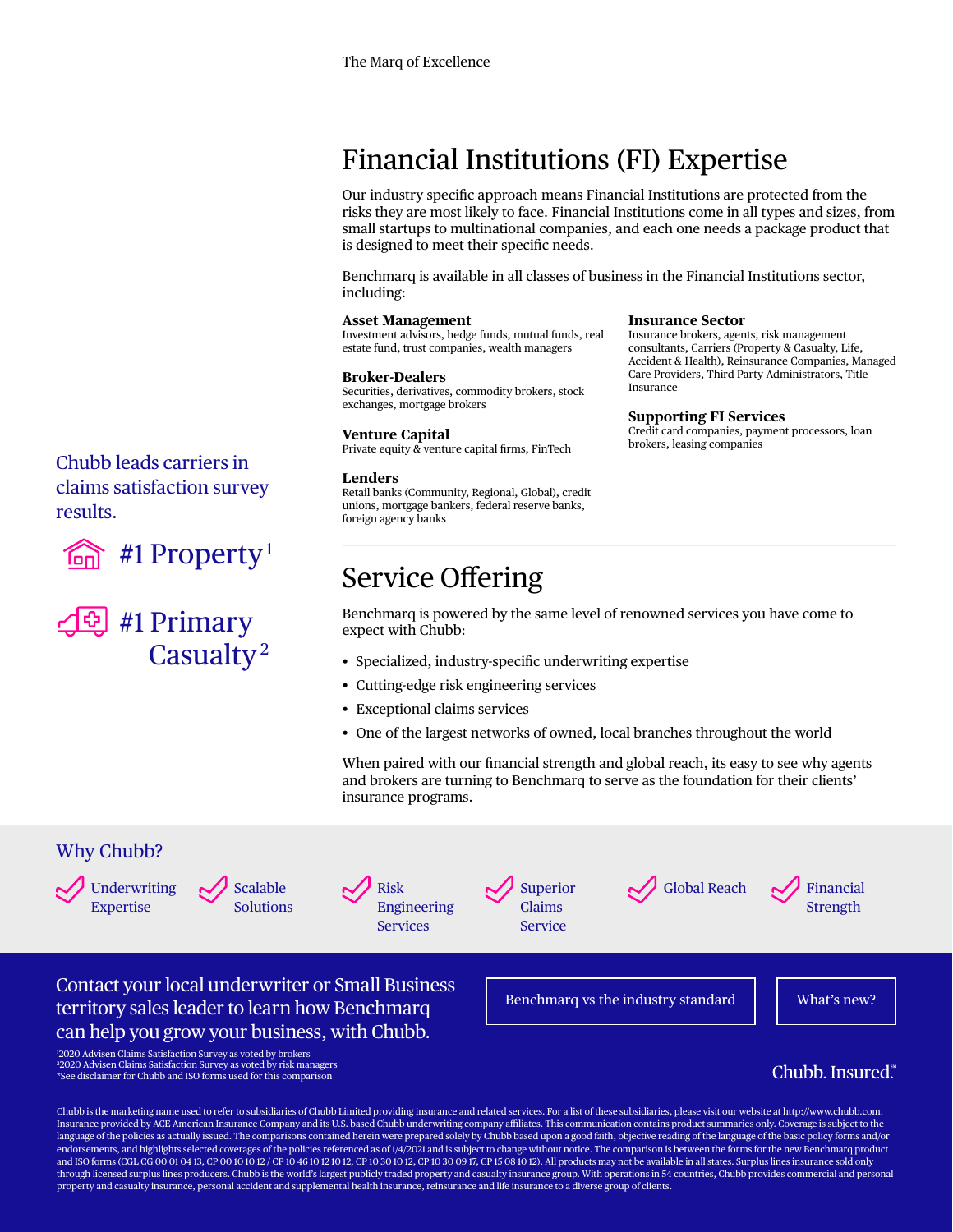The Marq of Excellence

## Financial Institutions (FI) Expertise

Our industry specific approach means Financial Institutions are protected from the risks they are most likely to face. Financial Institutions come in all types and sizes, from small startups to multinational companies, and each one needs a package product that is designed to meet their specific needs.

Benchmarq is available in all classes of business in the Financial Institutions sector, including:

**Asset Management**
Investment advisors, hedge funds, mutual funds, real estate fund, trust companies, wealth managers

**Broker-Dealers**
Securities, derivatives, commodity brokers, stock exchanges, mortgage brokers

**Venture Capital**
Private equity & venture capital firms, FinTech

**Lenders**
Retail banks (Community, Regional, Global), credit unions, mortgage bankers, federal reserve banks, foreign agency banks

**Insurance Sector**
Insurance brokers, agents, risk management consultants, Carriers (Property & Casualty, Life, Accident & Health), Reinsurance Companies, Managed Care Providers, Third Party Administrators, Title Insurance

**Supporting FI Services**
Credit card companies, payment processors, loan brokers, leasing companies

Chubb leads carriers in claims satisfaction survey results.

#1 Property[1]

#1 Primary Casualty[2]

## Service Offering

Benchmarq is powered by the same level of renowned services you have come to expect with Chubb:

- Specialized, industry-specific underwriting expertise
- Cutting-edge risk engineering services
- Exceptional claims services
- One of the largest networks of owned, local branches throughout the world

When paired with our financial strength and global reach, its easy to see why agents and brokers are turning to Benchmarq to serve as the foundation for their clients' insurance programs.

### Why Chubb?

- Underwriting Expertise
- Scalable Solutions
- Risk Engineering Services
- Superior Claims Service
- Global Reach
- Financial Strength

Contact your local underwriter or Small Business territory sales leader to learn how Benchmarq can help you grow your business, with Chubb.

Benchmarq vs the industry standard

What's new?

[1]2020 Advisen Claims Satisfaction Survey as voted by brokers
[2]2020 Advisen Claims Satisfaction Survey as voted by risk managers
*See disclaimer for Chubb and ISO forms used for this comparison

Chubb. Insured.℠

Chubb is the marketing name used to refer to subsidiaries of Chubb Limited providing insurance and related services. For a list of these subsidiaries, please visit our website at http://www.chubb.com. Insurance provided by ACE American Insurance Company and its U.S. based Chubb underwriting company affiliates. This communication contains product summaries only. Coverage is subject to the language of the policies as actually issued. The comparisons contained herein were prepared solely by Chubb based upon a good faith, objective reading of the language of the basic policy forms and/or endorsements, and highlights selected coverages of the policies referenced as of 1/4/2021 and is subject to change without notice. The comparison is between the forms for the new Benchmarq product and ISO forms (CGL CG 00 01 04 13, CP 00 10 10 12 / CP 10 46 10 12 10 12, CP 10 30 10 12, CP 10 30 09 17, CP 15 08 10 12). All products may not be available in all states. Surplus lines insurance sold only through licensed surplus lines producers. Chubb is the world's largest publicly traded property and casualty insurance group. With operations in 54 countries, Chubb provides commercial and personal property and casualty insurance, personal accident and supplemental health insurance, reinsurance and life insurance to a diverse group of clients.